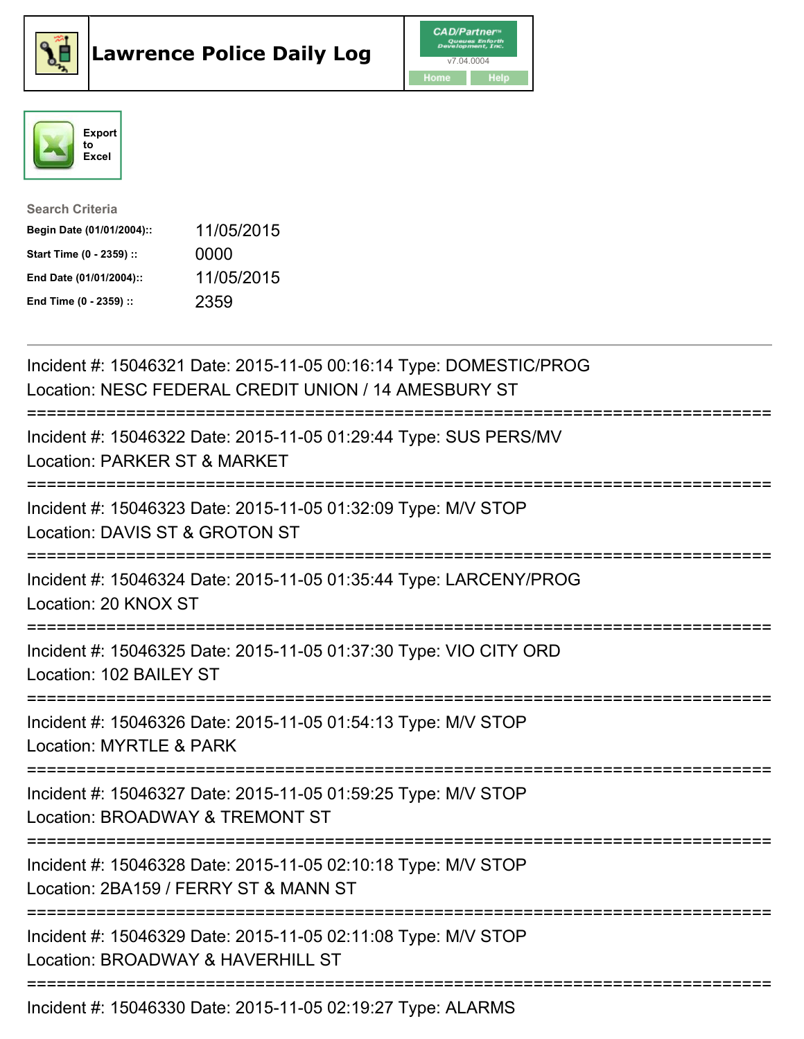# Lawrence Police Daily Log

CAD/Partner
v7.04.0004
Home Help

Export to Excel

**Search Criteria**

| | |
|---|---|
| **Begin Date (01/01/2004)::** | 11/05/2015 |
| **Start Time (0 - 2359) ::** | 0000 |
| **End Date (01/01/2004)::** | 11/05/2015 |
| **End Time (0 - 2359) ::** | 2359 |

---

Incident #: 15046321 Date: 2015-11-05 00:16:14 Type: DOMESTIC/PROG
Location: NESC FEDERAL CREDIT UNION / 14 AMESBURY ST

===========================================================================

Incident #: 15046322 Date: 2015-11-05 01:29:44 Type: SUS PERS/MV
Location: PARKER ST & MARKET

===========================================================================

Incident #: 15046323 Date: 2015-11-05 01:32:09 Type: M/V STOP
Location: DAVIS ST & GROTON ST

===========================================================================

Incident #: 15046324 Date: 2015-11-05 01:35:44 Type: LARCENY/PROG
Location: 20 KNOX ST

===========================================================================

Incident #: 15046325 Date: 2015-11-05 01:37:30 Type: VIO CITY ORD
Location: 102 BAILEY ST

===========================================================================

Incident #: 15046326 Date: 2015-11-05 01:54:13 Type: M/V STOP
Location: MYRTLE & PARK

===========================================================================

Incident #: 15046327 Date: 2015-11-05 01:59:25 Type: M/V STOP
Location: BROADWAY & TREMONT ST

===========================================================================

Incident #: 15046328 Date: 2015-11-05 02:10:18 Type: M/V STOP
Location: 2BA159 / FERRY ST & MANN ST

===========================================================================

Incident #: 15046329 Date: 2015-11-05 02:11:08 Type: M/V STOP
Location: BROADWAY & HAVERHILL ST

===========================================================================

Incident #: 15046330 Date: 2015-11-05 02:19:27 Type: ALARMS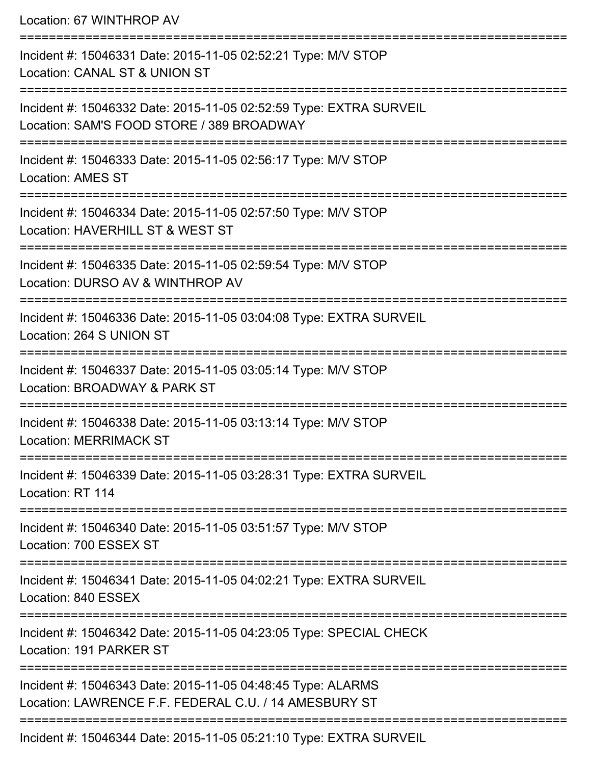Location: 67 WINTHROP AV

===========================================================================

Incident #: 15046331 Date: 2015-11-05 02:52:21 Type: M/V STOP

Location: CANAL ST & UNION ST

===========================================================================

Incident #: 15046332 Date: 2015-11-05 02:52:59 Type: EXTRA SURVEIL

Location: SAM'S FOOD STORE / 389 BROADWAY

===========================================================================

Incident #: 15046333 Date: 2015-11-05 02:56:17 Type: M/V STOP

Location: AMES ST

===========================================================================

Incident #: 15046334 Date: 2015-11-05 02:57:50 Type: M/V STOP

Location: HAVERHILL ST & WEST ST

===========================================================================

Incident #: 15046335 Date: 2015-11-05 02:59:54 Type: M/V STOP

Location: DURSO AV & WINTHROP AV

===========================================================================

Incident #: 15046336 Date: 2015-11-05 03:04:08 Type: EXTRA SURVEIL

Location: 264 S UNION ST

===========================================================================

Incident #: 15046337 Date: 2015-11-05 03:05:14 Type: M/V STOP

Location: BROADWAY & PARK ST

===========================================================================

Incident #: 15046338 Date: 2015-11-05 03:13:14 Type: M/V STOP

Location: MERRIMACK ST

===========================================================================

Incident #: 15046339 Date: 2015-11-05 03:28:31 Type: EXTRA SURVEIL

Location: RT 114

===========================================================================

Incident #: 15046340 Date: 2015-11-05 03:51:57 Type: M/V STOP

Location: 700 ESSEX ST

===========================================================================

Incident #: 15046341 Date: 2015-11-05 04:02:21 Type: EXTRA SURVEIL

Location: 840 ESSEX

===========================================================================

Incident #: 15046342 Date: 2015-11-05 04:23:05 Type: SPECIAL CHECK

Location: 191 PARKER ST

===========================================================================

Incident #: 15046343 Date: 2015-11-05 04:48:45 Type: ALARMS

Location: LAWRENCE F.F. FEDERAL C.U. / 14 AMESBURY ST

===========================================================================

Incident #: 15046344 Date: 2015-11-05 05:21:10 Type: EXTRA SURVEIL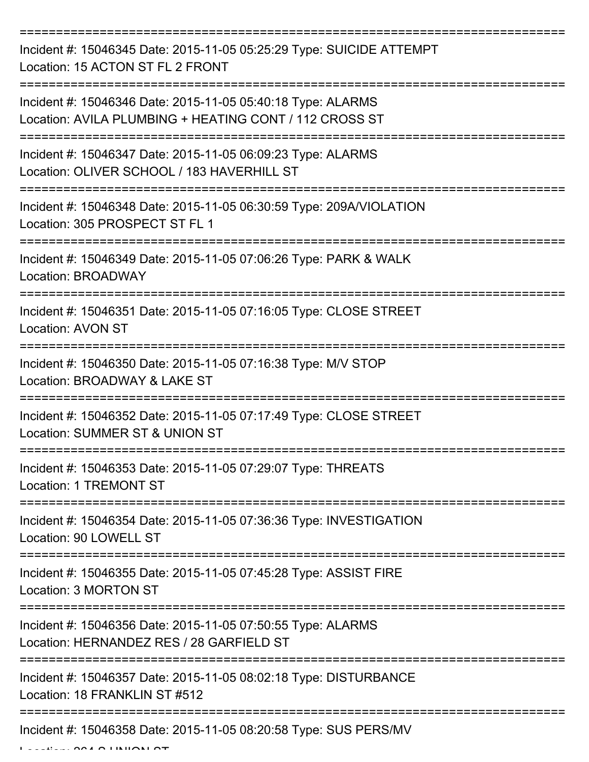===========================================================================

Incident #: 15046345 Date: 2015-11-05 05:25:29 Type: SUICIDE ATTEMPT
Location: 15 ACTON ST FL 2 FRONT

===========================================================================

Incident #: 15046346 Date: 2015-11-05 05:40:18 Type: ALARMS
Location: AVILA PLUMBING + HEATING CONT / 112 CROSS ST

===========================================================================

Incident #: 15046347 Date: 2015-11-05 06:09:23 Type: ALARMS
Location: OLIVER SCHOOL / 183 HAVERHILL ST

===========================================================================

Incident #: 15046348 Date: 2015-11-05 06:30:59 Type: 209A/VIOLATION
Location: 305 PROSPECT ST FL 1

===========================================================================

Incident #: 15046349 Date: 2015-11-05 07:06:26 Type: PARK & WALK
Location: BROADWAY

===========================================================================

Incident #: 15046351 Date: 2015-11-05 07:16:05 Type: CLOSE STREET
Location: AVON ST

===========================================================================

Incident #: 15046350 Date: 2015-11-05 07:16:38 Type: M/V STOP
Location: BROADWAY & LAKE ST

===========================================================================

Incident #: 15046352 Date: 2015-11-05 07:17:49 Type: CLOSE STREET
Location: SUMMER ST & UNION ST

===========================================================================

Incident #: 15046353 Date: 2015-11-05 07:29:07 Type: THREATS
Location: 1 TREMONT ST

===========================================================================

Incident #: 15046354 Date: 2015-11-05 07:36:36 Type: INVESTIGATION
Location: 90 LOWELL ST

===========================================================================

Incident #: 15046355 Date: 2015-11-05 07:45:28 Type: ASSIST FIRE
Location: 3 MORTON ST

===========================================================================

Incident #: 15046356 Date: 2015-11-05 07:50:55 Type: ALARMS
Location: HERNANDEZ RES / 28 GARFIELD ST

===========================================================================

Incident #: 15046357 Date: 2015-11-05 08:02:18 Type: DISTURBANCE
Location: 18 FRANKLIN ST #512

===========================================================================

Incident #: 15046358 Date: 2015-11-05 08:20:58 Type: SUS PERS/MV
Location: 264 S UNION ST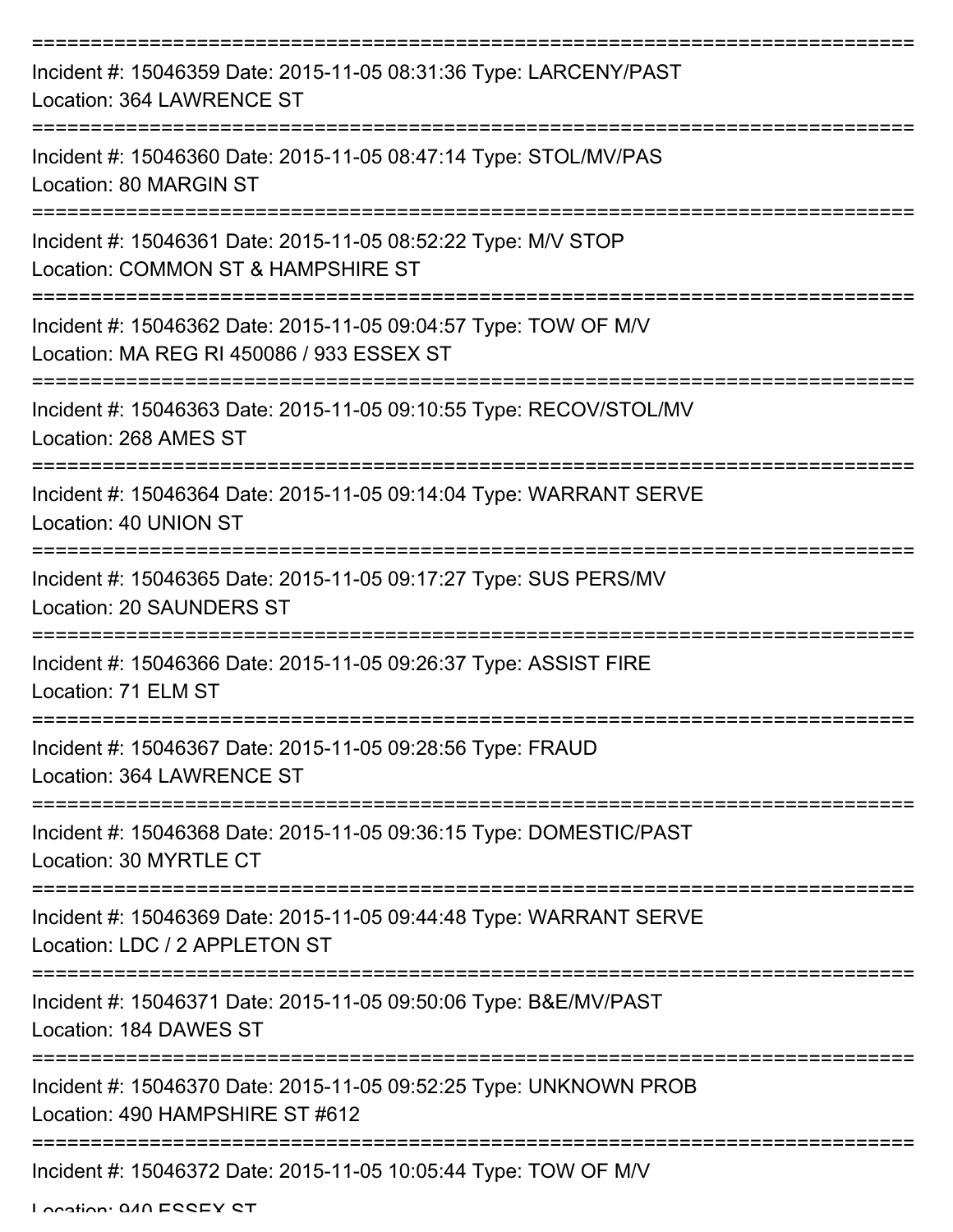Incident #: 15046359 Date: 2015-11-05 08:31:36 Type: LARCENY/PAST
Location: 364 LAWRENCE ST

Incident #: 15046360 Date: 2015-11-05 08:47:14 Type: STOL/MV/PAS
Location: 80 MARGIN ST

Incident #: 15046361 Date: 2015-11-05 08:52:22 Type: M/V STOP
Location: COMMON ST & HAMPSHIRE ST

Incident #: 15046362 Date: 2015-11-05 09:04:57 Type: TOW OF M/V
Location: MA REG RI 450086 / 933 ESSEX ST

Incident #: 15046363 Date: 2015-11-05 09:10:55 Type: RECOV/STOL/MV
Location: 268 AMES ST

Incident #: 15046364 Date: 2015-11-05 09:14:04 Type: WARRANT SERVE
Location: 40 UNION ST

Incident #: 15046365 Date: 2015-11-05 09:17:27 Type: SUS PERS/MV
Location: 20 SAUNDERS ST

Incident #: 15046366 Date: 2015-11-05 09:26:37 Type: ASSIST FIRE
Location: 71 ELM ST

Incident #: 15046367 Date: 2015-11-05 09:28:56 Type: FRAUD
Location: 364 LAWRENCE ST

Incident #: 15046368 Date: 2015-11-05 09:36:15 Type: DOMESTIC/PAST
Location: 30 MYRTLE CT

Incident #: 15046369 Date: 2015-11-05 09:44:48 Type: WARRANT SERVE
Location: LDC / 2 APPLETON ST

Incident #: 15046371 Date: 2015-11-05 09:50:06 Type: B&E/MV/PAST
Location: 184 DAWES ST

Incident #: 15046370 Date: 2015-11-05 09:52:25 Type: UNKNOWN PROB
Location: 490 HAMPSHIRE ST #612

Incident #: 15046372 Date: 2015-11-05 10:05:44 Type: TOW OF M/V
Location: 940 ESSEX ST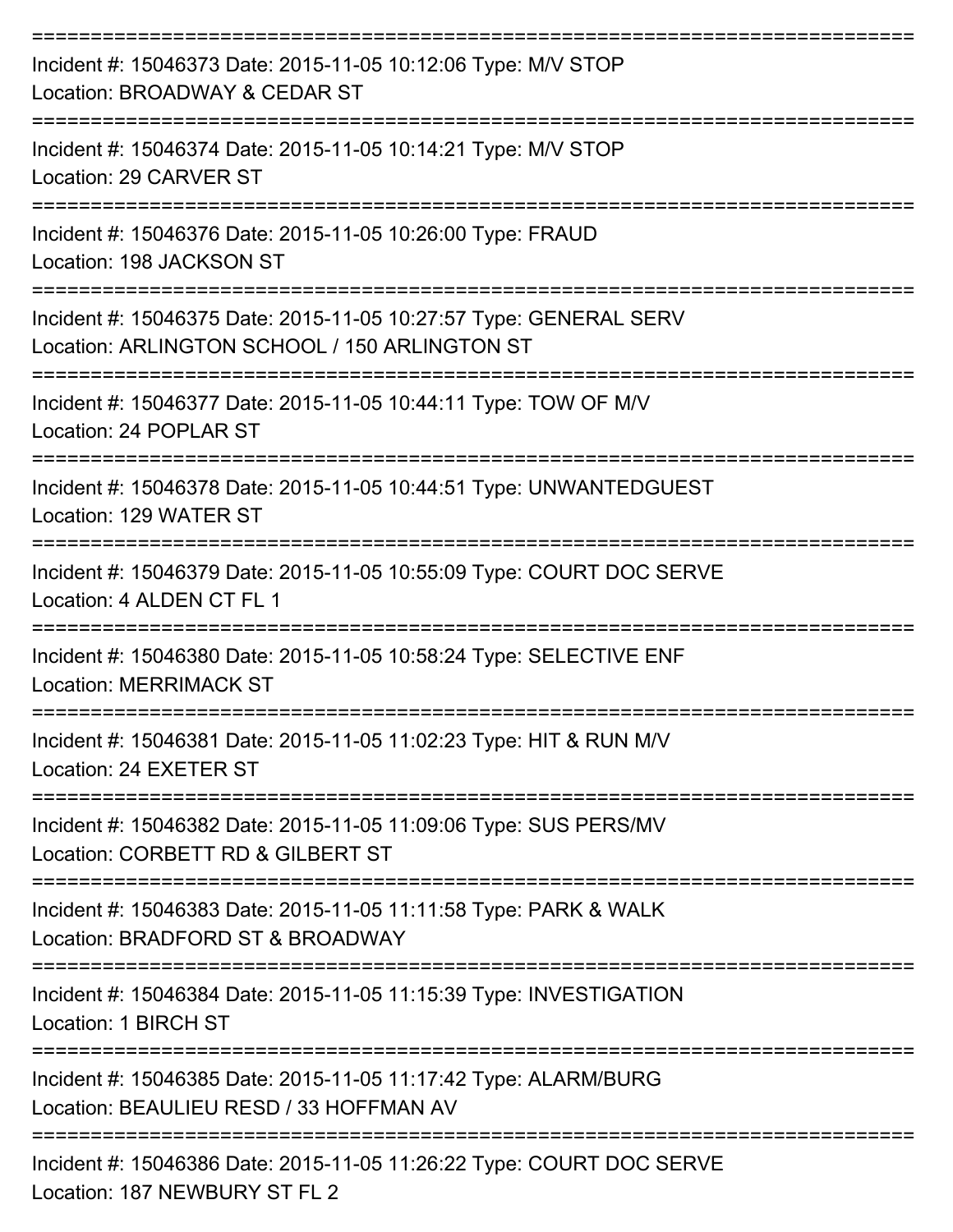===========================================================================

Incident #: 15046373 Date: 2015-11-05 10:12:06 Type: M/V STOP
Location: BROADWAY & CEDAR ST

===========================================================================

Incident #: 15046374 Date: 2015-11-05 10:14:21 Type: M/V STOP
Location: 29 CARVER ST

===========================================================================

Incident #: 15046376 Date: 2015-11-05 10:26:00 Type: FRAUD
Location: 198 JACKSON ST

===========================================================================

Incident #: 15046375 Date: 2015-11-05 10:27:57 Type: GENERAL SERV
Location: ARLINGTON SCHOOL / 150 ARLINGTON ST

===========================================================================

Incident #: 15046377 Date: 2015-11-05 10:44:11 Type: TOW OF M/V
Location: 24 POPLAR ST

===========================================================================

Incident #: 15046378 Date: 2015-11-05 10:44:51 Type: UNWANTEDGUEST
Location: 129 WATER ST

===========================================================================

Incident #: 15046379 Date: 2015-11-05 10:55:09 Type: COURT DOC SERVE
Location: 4 ALDEN CT FL 1

===========================================================================

Incident #: 15046380 Date: 2015-11-05 10:58:24 Type: SELECTIVE ENF
Location: MERRIMACK ST

===========================================================================

Incident #: 15046381 Date: 2015-11-05 11:02:23 Type: HIT & RUN M/V
Location: 24 EXETER ST

===========================================================================

Incident #: 15046382 Date: 2015-11-05 11:09:06 Type: SUS PERS/MV
Location: CORBETT RD & GILBERT ST

===========================================================================

Incident #: 15046383 Date: 2015-11-05 11:11:58 Type: PARK & WALK
Location: BRADFORD ST & BROADWAY

===========================================================================

Incident #: 15046384 Date: 2015-11-05 11:15:39 Type: INVESTIGATION
Location: 1 BIRCH ST

===========================================================================

Incident #: 15046385 Date: 2015-11-05 11:17:42 Type: ALARM/BURG
Location: BEAULIEU RESD / 33 HOFFMAN AV

===========================================================================

Incident #: 15046386 Date: 2015-11-05 11:26:22 Type: COURT DOC SERVE
Location: 187 NEWBURY ST FL 2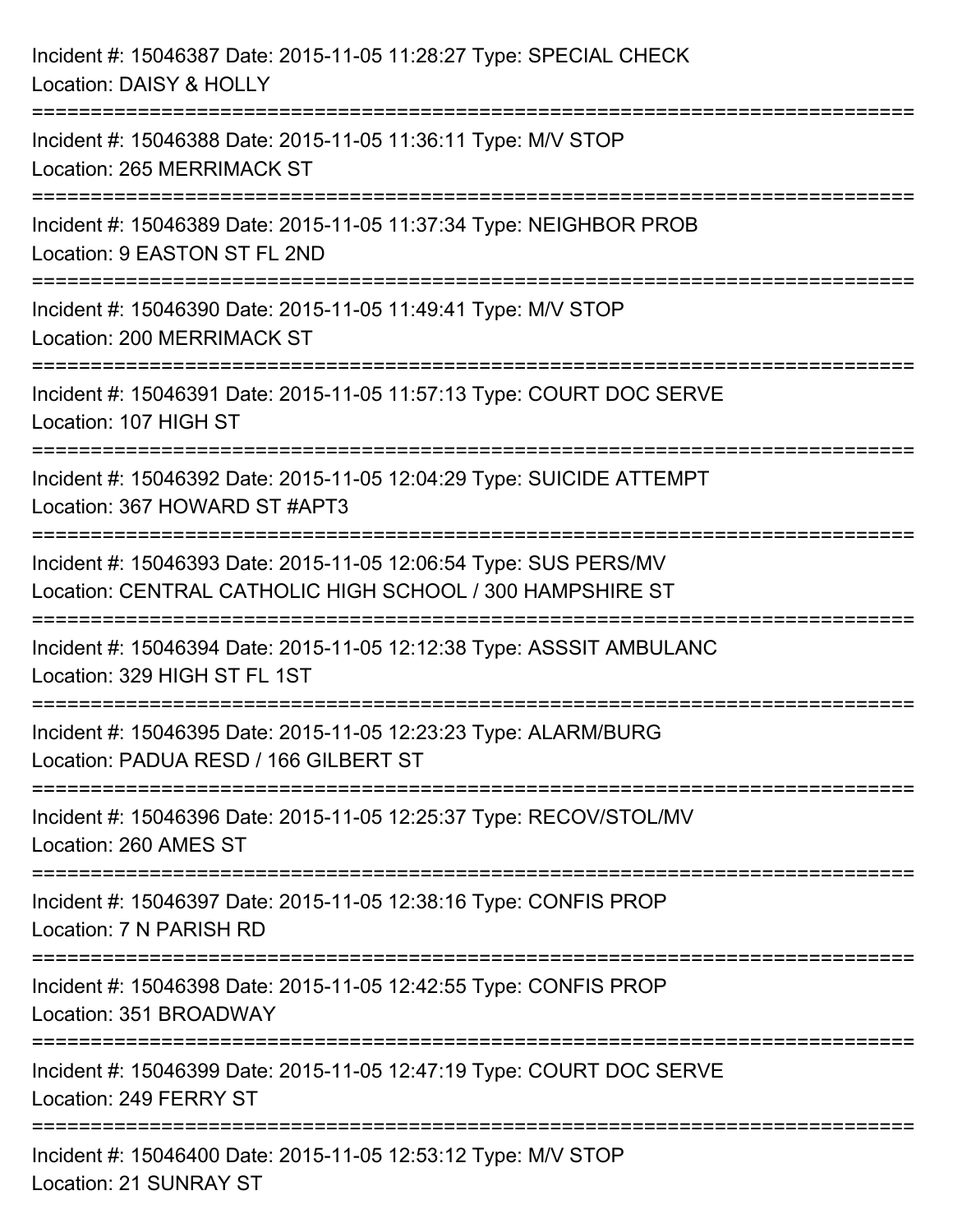Incident #: 15046387 Date: 2015-11-05 11:28:27 Type: SPECIAL CHECK
Location: DAISY & HOLLY

===========================================================================

Incident #: 15046388 Date: 2015-11-05 11:36:11 Type: M/V STOP
Location: 265 MERRIMACK ST

===========================================================================

Incident #: 15046389 Date: 2015-11-05 11:37:34 Type: NEIGHBOR PROB
Location: 9 EASTON ST FL 2ND

===========================================================================

Incident #: 15046390 Date: 2015-11-05 11:49:41 Type: M/V STOP
Location: 200 MERRIMACK ST

===========================================================================

Incident #: 15046391 Date: 2015-11-05 11:57:13 Type: COURT DOC SERVE
Location: 107 HIGH ST

===========================================================================

Incident #: 15046392 Date: 2015-11-05 12:04:29 Type: SUICIDE ATTEMPT
Location: 367 HOWARD ST #APT3

===========================================================================

Incident #: 15046393 Date: 2015-11-05 12:06:54 Type: SUS PERS/MV
Location: CENTRAL CATHOLIC HIGH SCHOOL / 300 HAMPSHIRE ST

===========================================================================

Incident #: 15046394 Date: 2015-11-05 12:12:38 Type: ASSSIT AMBULANC
Location: 329 HIGH ST FL 1ST

===========================================================================

Incident #: 15046395 Date: 2015-11-05 12:23:23 Type: ALARM/BURG
Location: PADUA RESD / 166 GILBERT ST

===========================================================================

Incident #: 15046396 Date: 2015-11-05 12:25:37 Type: RECOV/STOL/MV
Location: 260 AMES ST

===========================================================================

Incident #: 15046397 Date: 2015-11-05 12:38:16 Type: CONFIS PROP
Location: 7 N PARISH RD

===========================================================================

Incident #: 15046398 Date: 2015-11-05 12:42:55 Type: CONFIS PROP
Location: 351 BROADWAY

===========================================================================

Incident #: 15046399 Date: 2015-11-05 12:47:19 Type: COURT DOC SERVE
Location: 249 FERRY ST

===========================================================================

Incident #: 15046400 Date: 2015-11-05 12:53:12 Type: M/V STOP
Location: 21 SUNRAY ST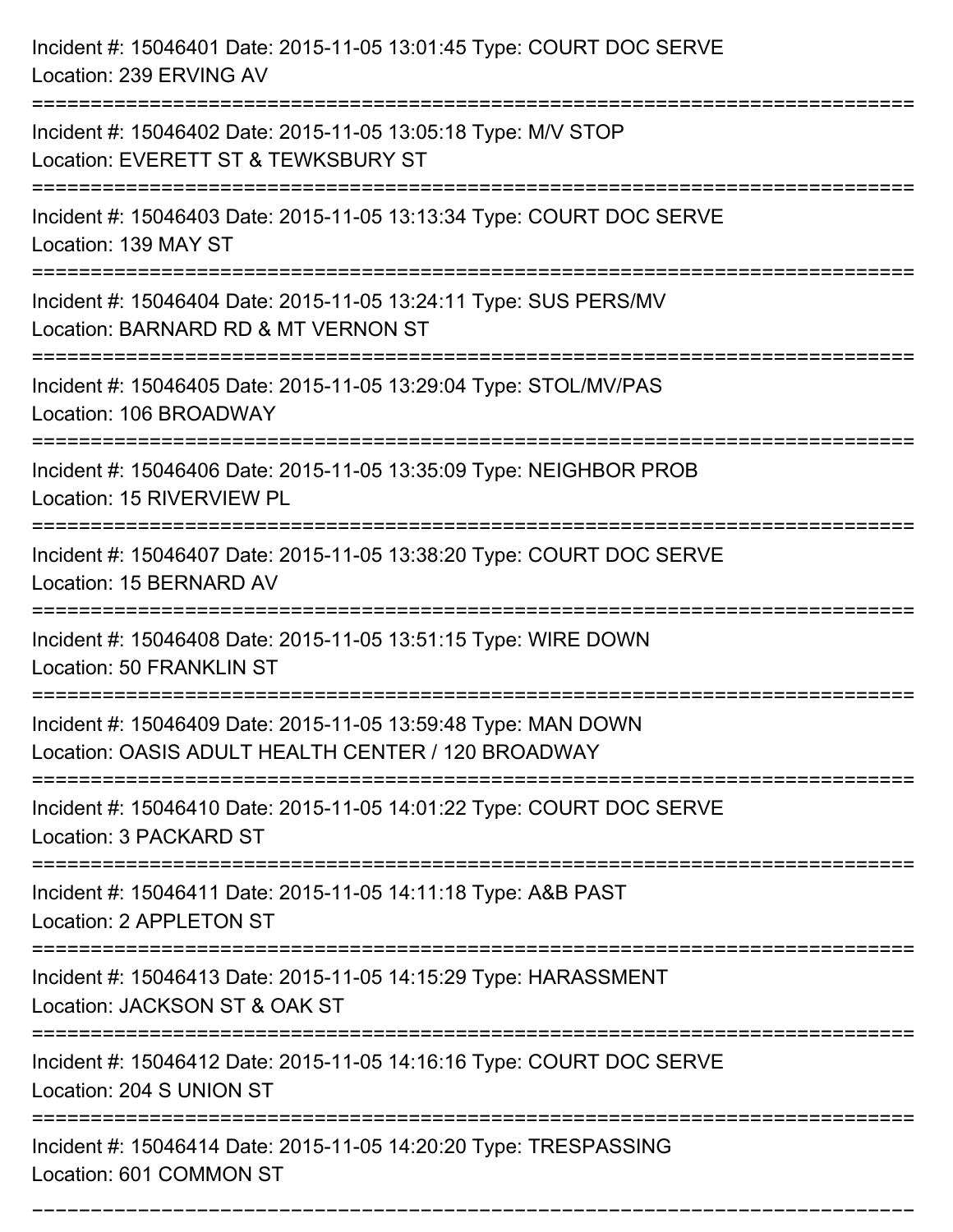Incident #: 15046401 Date: 2015-11-05 13:01:45 Type: COURT DOC SERVE
Location: 239 ERVING AV

===========================================================================

Incident #: 15046402 Date: 2015-11-05 13:05:18 Type: M/V STOP
Location: EVERETT ST & TEWKSBURY ST

===========================================================================

Incident #: 15046403 Date: 2015-11-05 13:13:34 Type: COURT DOC SERVE
Location: 139 MAY ST

===========================================================================

Incident #: 15046404 Date: 2015-11-05 13:24:11 Type: SUS PERS/MV
Location: BARNARD RD & MT VERNON ST

===========================================================================

Incident #: 15046405 Date: 2015-11-05 13:29:04 Type: STOL/MV/PAS
Location: 106 BROADWAY

===========================================================================

Incident #: 15046406 Date: 2015-11-05 13:35:09 Type: NEIGHBOR PROB
Location: 15 RIVERVIEW PL

===========================================================================

Incident #: 15046407 Date: 2015-11-05 13:38:20 Type: COURT DOC SERVE
Location: 15 BERNARD AV

===========================================================================

Incident #: 15046408 Date: 2015-11-05 13:51:15 Type: WIRE DOWN
Location: 50 FRANKLIN ST

===========================================================================

Incident #: 15046409 Date: 2015-11-05 13:59:48 Type: MAN DOWN
Location: OASIS ADULT HEALTH CENTER / 120 BROADWAY

===========================================================================

Incident #: 15046410 Date: 2015-11-05 14:01:22 Type: COURT DOC SERVE
Location: 3 PACKARD ST

===========================================================================

Incident #: 15046411 Date: 2015-11-05 14:11:18 Type: A&B PAST
Location: 2 APPLETON ST

===========================================================================

Incident #: 15046413 Date: 2015-11-05 14:15:29 Type: HARASSMENT
Location: JACKSON ST & OAK ST

===========================================================================

Incident #: 15046412 Date: 2015-11-05 14:16:16 Type: COURT DOC SERVE
Location: 204 S UNION ST

===========================================================================

Incident #: 15046414 Date: 2015-11-05 14:20:20 Type: TRESPASSING
Location: 601 COMMON ST

===========================================================================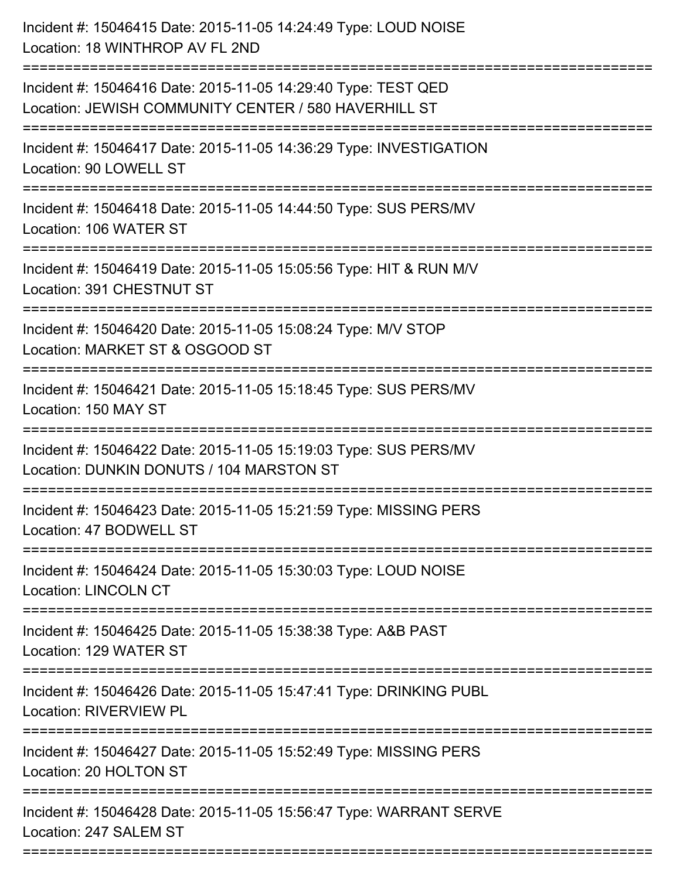Incident #: 15046415 Date: 2015-11-05 14:24:49 Type: LOUD NOISE
Location: 18 WINTHROP AV FL 2ND

===========================================================================

Incident #: 15046416 Date: 2015-11-05 14:29:40 Type: TEST QED
Location: JEWISH COMMUNITY CENTER / 580 HAVERHILL ST

===========================================================================

Incident #: 15046417 Date: 2015-11-05 14:36:29 Type: INVESTIGATION
Location: 90 LOWELL ST

===========================================================================

Incident #: 15046418 Date: 2015-11-05 14:44:50 Type: SUS PERS/MV
Location: 106 WATER ST

===========================================================================

Incident #: 15046419 Date: 2015-11-05 15:05:56 Type: HIT & RUN M/V
Location: 391 CHESTNUT ST

===========================================================================

Incident #: 15046420 Date: 2015-11-05 15:08:24 Type: M/V STOP
Location: MARKET ST & OSGOOD ST

===========================================================================

Incident #: 15046421 Date: 2015-11-05 15:18:45 Type: SUS PERS/MV
Location: 150 MAY ST

===========================================================================

Incident #: 15046422 Date: 2015-11-05 15:19:03 Type: SUS PERS/MV
Location: DUNKIN DONUTS / 104 MARSTON ST

===========================================================================

Incident #: 15046423 Date: 2015-11-05 15:21:59 Type: MISSING PERS
Location: 47 BODWELL ST

===========================================================================

Incident #: 15046424 Date: 2015-11-05 15:30:03 Type: LOUD NOISE
Location: LINCOLN CT

===========================================================================

Incident #: 15046425 Date: 2015-11-05 15:38:38 Type: A&B PAST
Location: 129 WATER ST

===========================================================================

Incident #: 15046426 Date: 2015-11-05 15:47:41 Type: DRINKING PUBL
Location: RIVERVIEW PL

===========================================================================

Incident #: 15046427 Date: 2015-11-05 15:52:49 Type: MISSING PERS
Location: 20 HOLTON ST

===========================================================================

Incident #: 15046428 Date: 2015-11-05 15:56:47 Type: WARRANT SERVE
Location: 247 SALEM ST

===========================================================================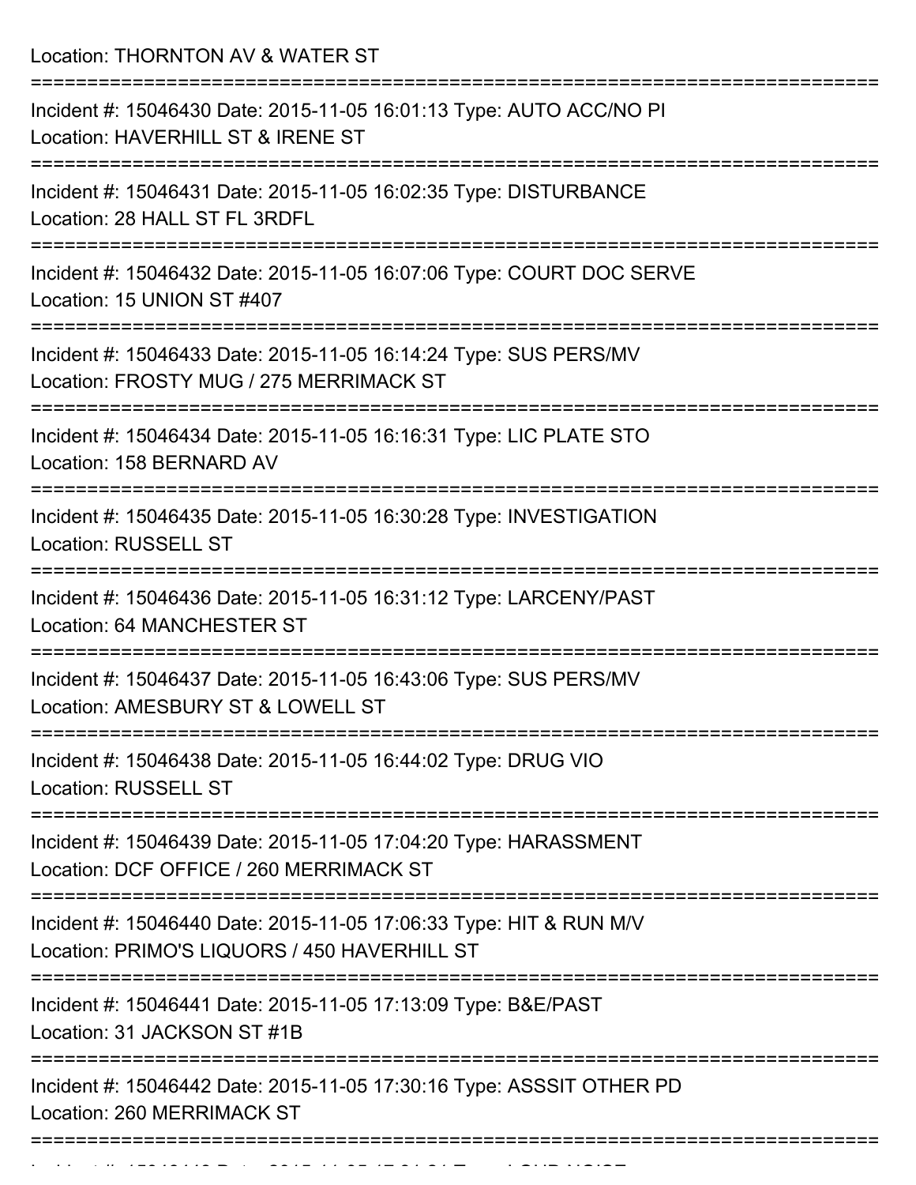Location: THORNTON AV & WATER ST

===========================================================================

Incident #: 15046430 Date: 2015-11-05 16:01:13 Type: AUTO ACC/NO PI
Location: HAVERHILL ST & IRENE ST

===========================================================================

Incident #: 15046431 Date: 2015-11-05 16:02:35 Type: DISTURBANCE
Location: 28 HALL ST FL 3RDFL

===========================================================================

Incident #: 15046432 Date: 2015-11-05 16:07:06 Type: COURT DOC SERVE
Location: 15 UNION ST #407

===========================================================================

Incident #: 15046433 Date: 2015-11-05 16:14:24 Type: SUS PERS/MV
Location: FROSTY MUG / 275 MERRIMACK ST

===========================================================================

Incident #: 15046434 Date: 2015-11-05 16:16:31 Type: LIC PLATE STO
Location: 158 BERNARD AV

===========================================================================

Incident #: 15046435 Date: 2015-11-05 16:30:28 Type: INVESTIGATION
Location: RUSSELL ST

===========================================================================

Incident #: 15046436 Date: 2015-11-05 16:31:12 Type: LARCENY/PAST
Location: 64 MANCHESTER ST

===========================================================================

Incident #: 15046437 Date: 2015-11-05 16:43:06 Type: SUS PERS/MV
Location: AMESBURY ST & LOWELL ST

===========================================================================

Incident #: 15046438 Date: 2015-11-05 16:44:02 Type: DRUG VIO
Location: RUSSELL ST

===========================================================================

Incident #: 15046439 Date: 2015-11-05 17:04:20 Type: HARASSMENT
Location: DCF OFFICE / 260 MERRIMACK ST

===========================================================================

Incident #: 15046440 Date: 2015-11-05 17:06:33 Type: HIT & RUN M/V
Location: PRIMO'S LIQUORS / 450 HAVERHILL ST

===========================================================================

Incident #: 15046441 Date: 2015-11-05 17:13:09 Type: B&E/PAST
Location: 31 JACKSON ST #1B

===========================================================================

Incident #: 15046442 Date: 2015-11-05 17:30:16 Type: ASSSIT OTHER PD
Location: 260 MERRIMACK ST

===========================================================================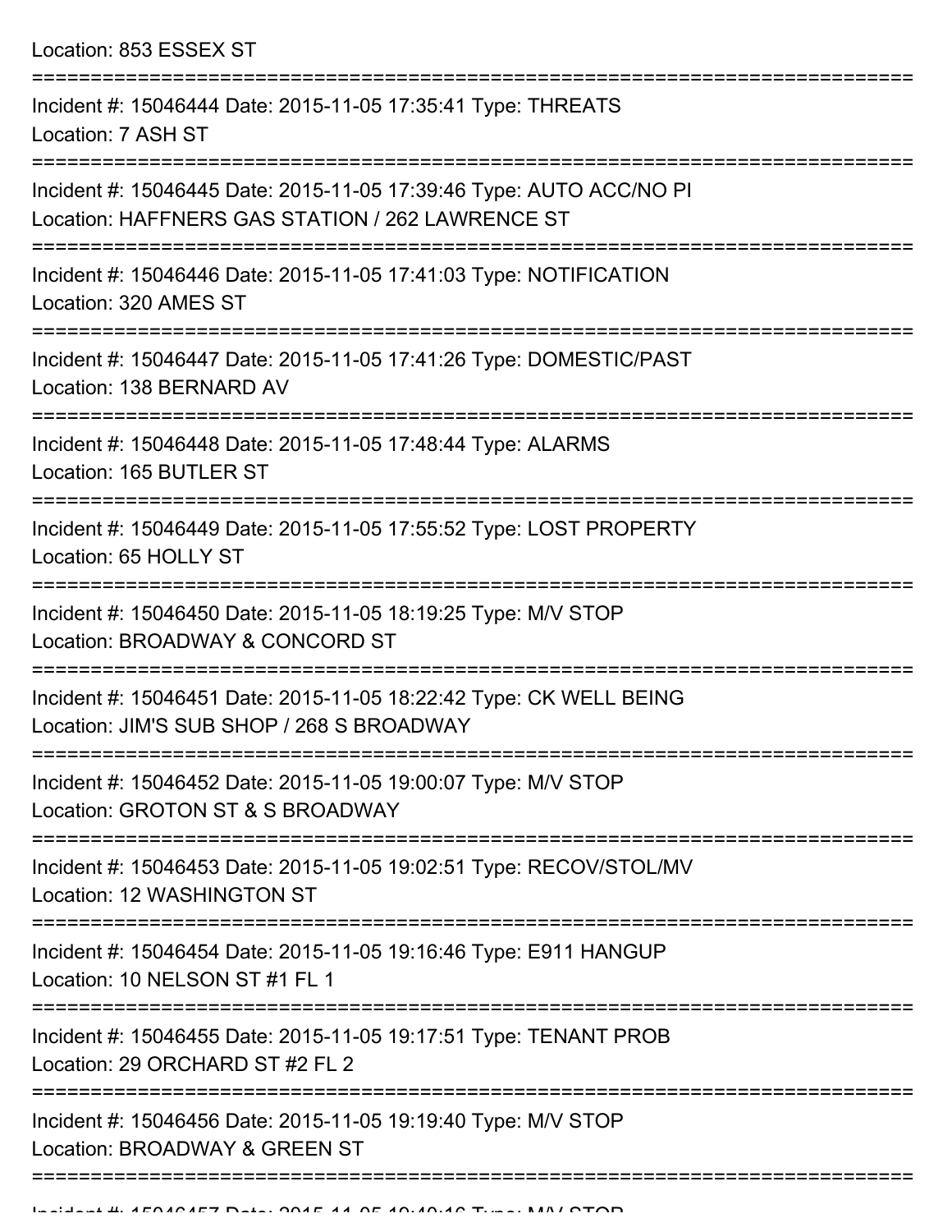Location: 853 ESSEX ST

===========================================================================

Incident #: 15046444 Date: 2015-11-05 17:35:41 Type: THREATS
Location: 7 ASH ST

===========================================================================

Incident #: 15046445 Date: 2015-11-05 17:39:46 Type: AUTO ACC/NO PI
Location: HAFFNERS GAS STATION / 262 LAWRENCE ST

===========================================================================

Incident #: 15046446 Date: 2015-11-05 17:41:03 Type: NOTIFICATION
Location: 320 AMES ST

===========================================================================

Incident #: 15046447 Date: 2015-11-05 17:41:26 Type: DOMESTIC/PAST
Location: 138 BERNARD AV

===========================================================================

Incident #: 15046448 Date: 2015-11-05 17:48:44 Type: ALARMS
Location: 165 BUTLER ST

===========================================================================

Incident #: 15046449 Date: 2015-11-05 17:55:52 Type: LOST PROPERTY
Location: 65 HOLLY ST

===========================================================================

Incident #: 15046450 Date: 2015-11-05 18:19:25 Type: M/V STOP
Location: BROADWAY & CONCORD ST

===========================================================================

Incident #: 15046451 Date: 2015-11-05 18:22:42 Type: CK WELL BEING
Location: JIM'S SUB SHOP / 268 S BROADWAY

===========================================================================

Incident #: 15046452 Date: 2015-11-05 19:00:07 Type: M/V STOP
Location: GROTON ST & S BROADWAY

===========================================================================

Incident #: 15046453 Date: 2015-11-05 19:02:51 Type: RECOV/STOL/MV
Location: 12 WASHINGTON ST

===========================================================================

Incident #: 15046454 Date: 2015-11-05 19:16:46 Type: E911 HANGUP
Location: 10 NELSON ST #1 FL 1

===========================================================================

Incident #: 15046455 Date: 2015-11-05 19:17:51 Type: TENANT PROB
Location: 29 ORCHARD ST #2 FL 2

===========================================================================

Incident #: 15046456 Date: 2015-11-05 19:19:40 Type: M/V STOP
Location: BROADWAY & GREEN ST

===========================================================================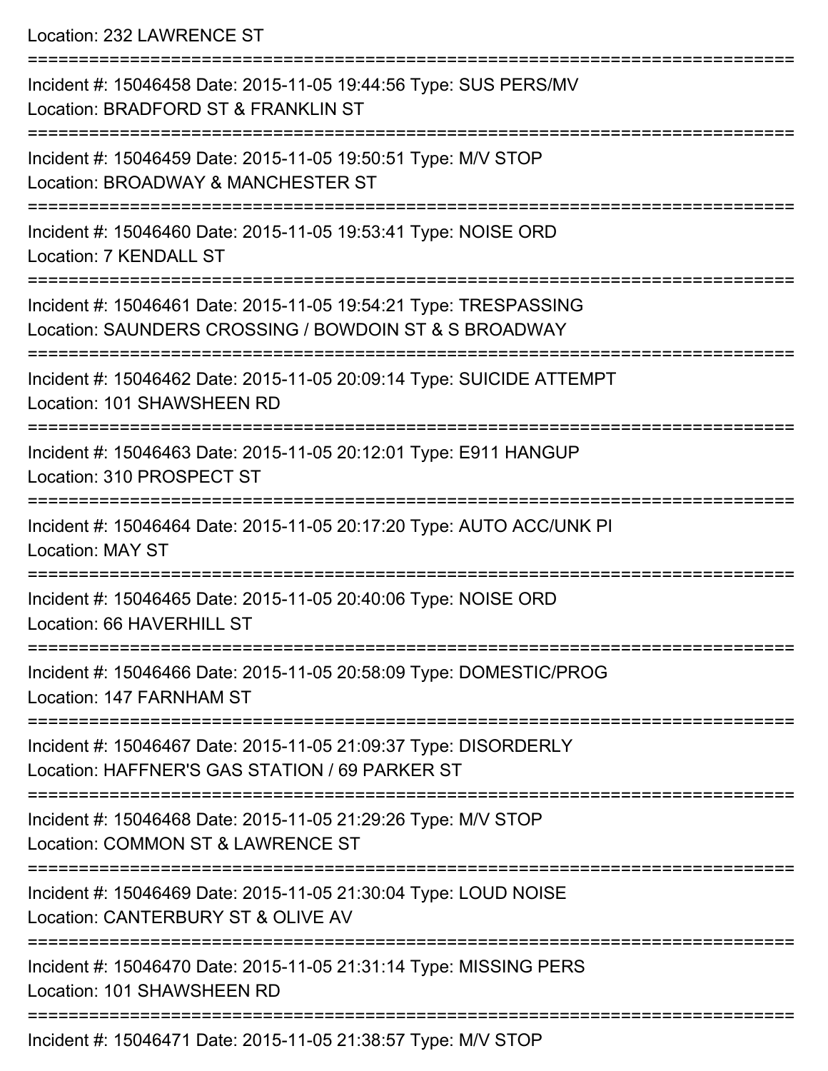Location: 232 LAWRENCE ST

===========================================================================

Incident #: 15046458 Date: 2015-11-05 19:44:56 Type: SUS PERS/MV
Location: BRADFORD ST & FRANKLIN ST

===========================================================================

Incident #: 15046459 Date: 2015-11-05 19:50:51 Type: M/V STOP
Location: BROADWAY & MANCHESTER ST

===========================================================================

Incident #: 15046460 Date: 2015-11-05 19:53:41 Type: NOISE ORD
Location: 7 KENDALL ST

===========================================================================

Incident #: 15046461 Date: 2015-11-05 19:54:21 Type: TRESPASSING
Location: SAUNDERS CROSSING / BOWDOIN ST & S BROADWAY

===========================================================================

Incident #: 15046462 Date: 2015-11-05 20:09:14 Type: SUICIDE ATTEMPT
Location: 101 SHAWSHEEN RD

===========================================================================

Incident #: 15046463 Date: 2015-11-05 20:12:01 Type: E911 HANGUP
Location: 310 PROSPECT ST

===========================================================================

Incident #: 15046464 Date: 2015-11-05 20:17:20 Type: AUTO ACC/UNK PI
Location: MAY ST

===========================================================================

Incident #: 15046465 Date: 2015-11-05 20:40:06 Type: NOISE ORD
Location: 66 HAVERHILL ST

===========================================================================

Incident #: 15046466 Date: 2015-11-05 20:58:09 Type: DOMESTIC/PROG
Location: 147 FARNHAM ST

===========================================================================

Incident #: 15046467 Date: 2015-11-05 21:09:37 Type: DISORDERLY
Location: HAFFNER'S GAS STATION / 69 PARKER ST

===========================================================================

Incident #: 15046468 Date: 2015-11-05 21:29:26 Type: M/V STOP
Location: COMMON ST & LAWRENCE ST

===========================================================================

Incident #: 15046469 Date: 2015-11-05 21:30:04 Type: LOUD NOISE
Location: CANTERBURY ST & OLIVE AV

===========================================================================

Incident #: 15046470 Date: 2015-11-05 21:31:14 Type: MISSING PERS
Location: 101 SHAWSHEEN RD

===========================================================================

Incident #: 15046471 Date: 2015-11-05 21:38:57 Type: M/V STOP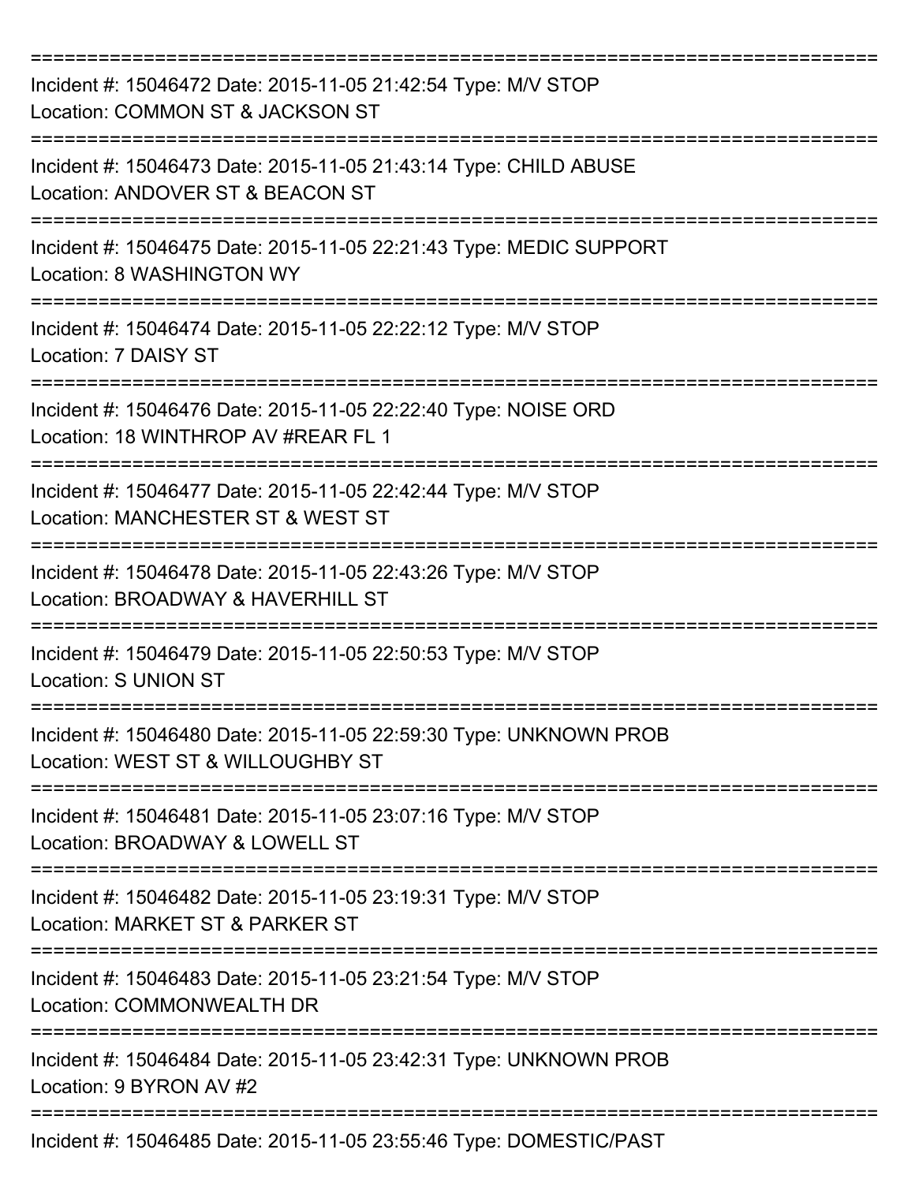===========================================================================

Incident #: 15046472 Date: 2015-11-05 21:42:54 Type: M/V STOP
Location: COMMON ST & JACKSON ST

===========================================================================

Incident #: 15046473 Date: 2015-11-05 21:43:14 Type: CHILD ABUSE
Location: ANDOVER ST & BEACON ST

===========================================================================

Incident #: 15046475 Date: 2015-11-05 22:21:43 Type: MEDIC SUPPORT
Location: 8 WASHINGTON WY

===========================================================================

Incident #: 15046474 Date: 2015-11-05 22:22:12 Type: M/V STOP
Location: 7 DAISY ST

===========================================================================

Incident #: 15046476 Date: 2015-11-05 22:22:40 Type: NOISE ORD
Location: 18 WINTHROP AV #REAR FL 1

===========================================================================

Incident #: 15046477 Date: 2015-11-05 22:42:44 Type: M/V STOP
Location: MANCHESTER ST & WEST ST

===========================================================================

Incident #: 15046478 Date: 2015-11-05 22:43:26 Type: M/V STOP
Location: BROADWAY & HAVERHILL ST

===========================================================================

Incident #: 15046479 Date: 2015-11-05 22:50:53 Type: M/V STOP
Location: S UNION ST

===========================================================================

Incident #: 15046480 Date: 2015-11-05 22:59:30 Type: UNKNOWN PROB
Location: WEST ST & WILLOUGHBY ST

===========================================================================

Incident #: 15046481 Date: 2015-11-05 23:07:16 Type: M/V STOP
Location: BROADWAY & LOWELL ST

===========================================================================

Incident #: 15046482 Date: 2015-11-05 23:19:31 Type: M/V STOP
Location: MARKET ST & PARKER ST

===========================================================================

Incident #: 15046483 Date: 2015-11-05 23:21:54 Type: M/V STOP
Location: COMMONWEALTH DR

===========================================================================

Incident #: 15046484 Date: 2015-11-05 23:42:31 Type: UNKNOWN PROB
Location: 9 BYRON AV #2

===========================================================================

Incident #: 15046485 Date: 2015-11-05 23:55:46 Type: DOMESTIC/PAST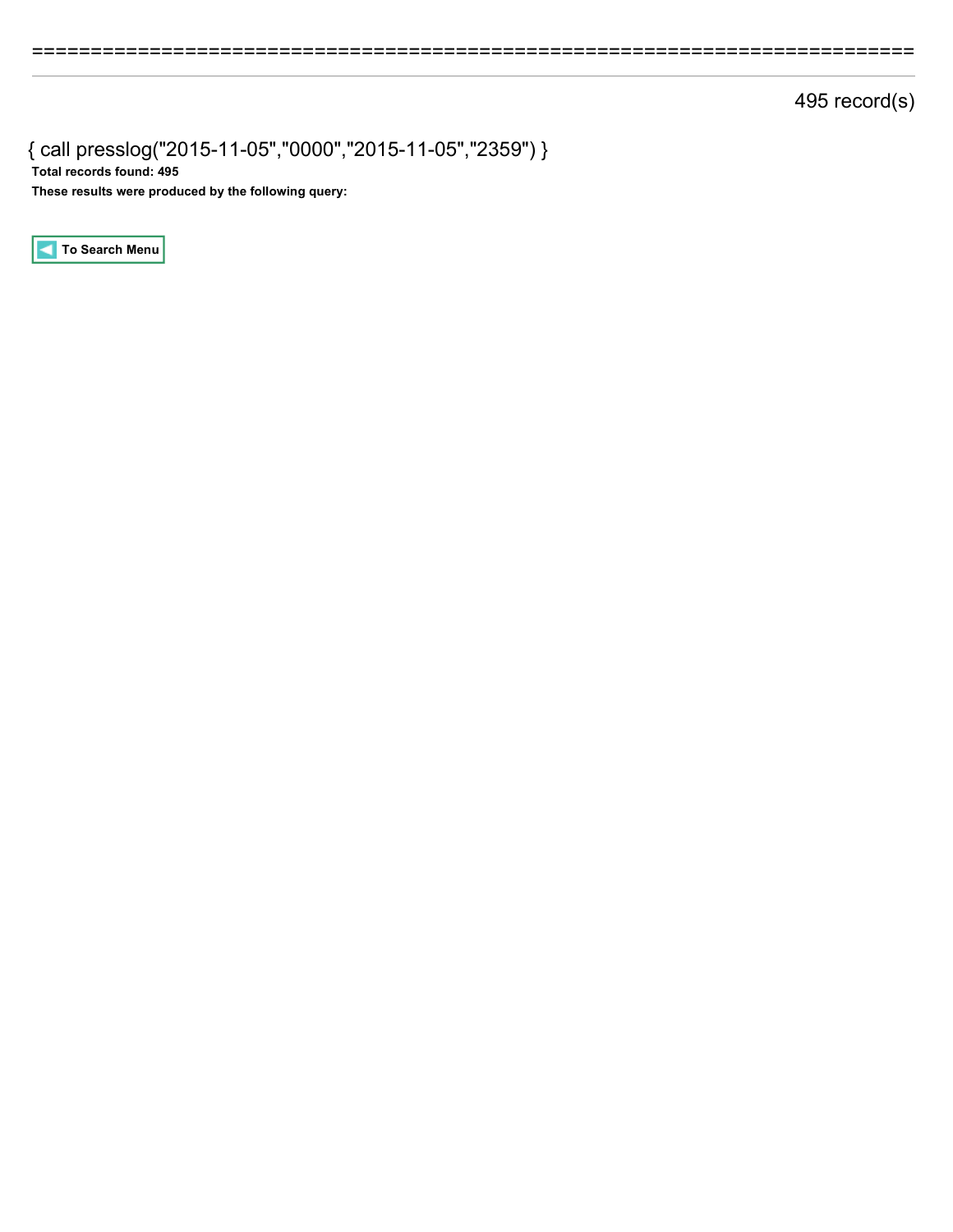===========================================================================

---

495 record(s)

{ call presslog("2015-11-05","0000","2015-11-05","2359") }

**Total records found: 495**

**These results were produced by the following query:**

**To Search Menu**